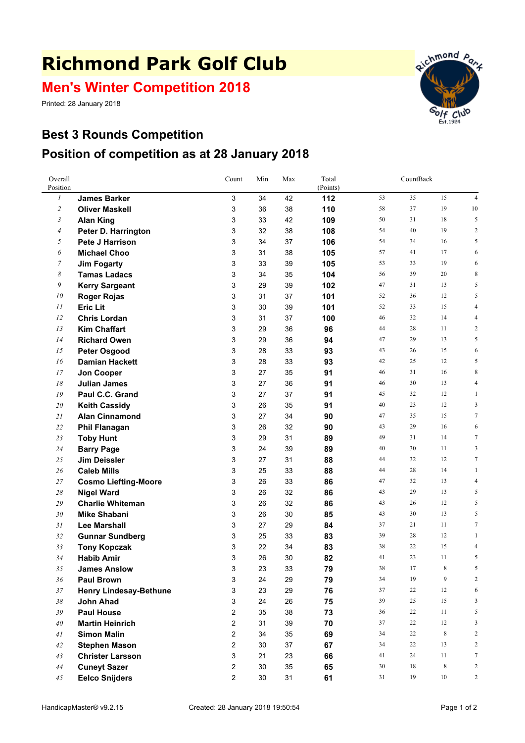# Richmond Park Golf Club

## Men's Winter Competition 2018

Printed: 28 January 2018

## Best 3 Rounds Competition

## Position of competition as at 28 January 2018

| Overall Position | | Count | Min | Max | Total (Points) | CountBack | | | |
|---|---|---|---|---|---|---|---|---|---|
| 1 | **James Barker** | 3 | 34 | 42 | **112** | 53 | 35 | 15 | 4 |
| 2 | **Oliver Maskell** | 3 | 36 | 38 | **110** | 58 | 37 | 19 | 10 |
| 3 | **Alan King** | 3 | 33 | 42 | **109** | 50 | 31 | 18 | 5 |
| 4 | **Peter D. Harrington** | 3 | 32 | 38 | **108** | 54 | 40 | 19 | 2 |
| 5 | **Pete J Harrison** | 3 | 34 | 37 | **106** | 54 | 34 | 16 | 5 |
| 6 | **Michael Choo** | 3 | 31 | 38 | **105** | 57 | 41 | 17 | 6 |
| 7 | **Jim Fogarty** | 3 | 33 | 39 | **105** | 53 | 33 | 19 | 6 |
| 8 | **Tamas Ladacs** | 3 | 34 | 35 | **104** | 56 | 39 | 20 | 8 |
| 9 | **Kerry Sargeant** | 3 | 29 | 39 | **102** | 47 | 31 | 13 | 5 |
| 10 | **Roger Rojas** | 3 | 31 | 37 | **101** | 52 | 36 | 12 | 5 |
| 11 | **Eric Lit** | 3 | 30 | 39 | **101** | 52 | 33 | 15 | 4 |
| 12 | **Chris Lordan** | 3 | 31 | 37 | **100** | 46 | 32 | 14 | 4 |
| 13 | **Kim Chaffart** | 3 | 29 | 36 | **96** | 44 | 28 | 11 | 2 |
| 14 | **Richard Owen** | 3 | 29 | 36 | **94** | 47 | 29 | 13 | 5 |
| 15 | **Peter Osgood** | 3 | 28 | 33 | **93** | 43 | 26 | 15 | 6 |
| 16 | **Damian Hackett** | 3 | 28 | 33 | **93** | 42 | 25 | 12 | 5 |
| 17 | **Jon Cooper** | 3 | 27 | 35 | **91** | 46 | 31 | 16 | 8 |
| 18 | **Julian James** | 3 | 27 | 36 | **91** | 46 | 30 | 13 | 4 |
| 19 | **Paul C.C. Grand** | 3 | 27 | 37 | **91** | 45 | 32 | 12 | 1 |
| 20 | **Keith Cassidy** | 3 | 26 | 35 | **91** | 40 | 23 | 12 | 3 |
| 21 | **Alan Cinnamond** | 3 | 27 | 34 | **90** | 47 | 35 | 15 | 7 |
| 22 | **Phil Flanagan** | 3 | 26 | 32 | **90** | 43 | 29 | 16 | 6 |
| 23 | **Toby Hunt** | 3 | 29 | 31 | **89** | 49 | 31 | 14 | 7 |
| 24 | **Barry Page** | 3 | 24 | 39 | **89** | 40 | 30 | 11 | 3 |
| 25 | **Jim Deissler** | 3 | 27 | 31 | **88** | 44 | 32 | 12 | 7 |
| 26 | **Caleb Mills** | 3 | 25 | 33 | **88** | 44 | 28 | 14 | 1 |
| 27 | **Cosmo Liefting-Moore** | 3 | 26 | 33 | **86** | 47 | 32 | 13 | 4 |
| 28 | **Nigel Ward** | 3 | 26 | 32 | **86** | 43 | 29 | 13 | 5 |
| 29 | **Charlie Whiteman** | 3 | 26 | 32 | **86** | 43 | 26 | 12 | 5 |
| 30 | **Mike Shabani** | 3 | 26 | 30 | **85** | 43 | 30 | 13 | 5 |
| 31 | **Lee Marshall** | 3 | 27 | 29 | **84** | 37 | 21 | 11 | 7 |
| 32 | **Gunnar Sundberg** | 3 | 25 | 33 | **83** | 39 | 28 | 12 | 1 |
| 33 | **Tony Kopczak** | 3 | 22 | 34 | **83** | 38 | 22 | 15 | 4 |
| 34 | **Habib Amir** | 3 | 26 | 30 | **82** | 41 | 23 | 11 | 5 |
| 35 | **James Anslow** | 3 | 23 | 33 | **79** | 38 | 17 | 8 | 5 |
| 36 | **Paul Brown** | 3 | 24 | 29 | **79** | 34 | 19 | 9 | 2 |
| 37 | **Henry Lindesay-Bethune** | 3 | 23 | 29 | **76** | 37 | 22 | 12 | 6 |
| 38 | **John Ahad** | 3 | 24 | 26 | **75** | 39 | 25 | 15 | 3 |
| 39 | **Paul House** | 2 | 35 | 38 | **73** | 36 | 22 | 11 | 5 |
| 40 | **Martin Heinrich** | 2 | 31 | 39 | **70** | 37 | 22 | 12 | 3 |
| 41 | **Simon Malin** | 2 | 34 | 35 | **69** | 34 | 22 | 8 | 2 |
| 42 | **Stephen Mason** | 2 | 30 | 37 | **67** | 34 | 22 | 13 | 2 |
| 43 | **Christer Larsson** | 3 | 21 | 23 | **66** | 41 | 24 | 11 | 7 |
| 44 | **Cuneyt Sazer** | 2 | 30 | 35 | **65** | 30 | 18 | 8 | 2 |
| 45 | **Eelco Snijders** | 2 | 30 | 31 | **61** | 31 | 19 | 10 | 2 |

HandicapMaster® v9.2.15 Created: 28 January 2018 19:50:54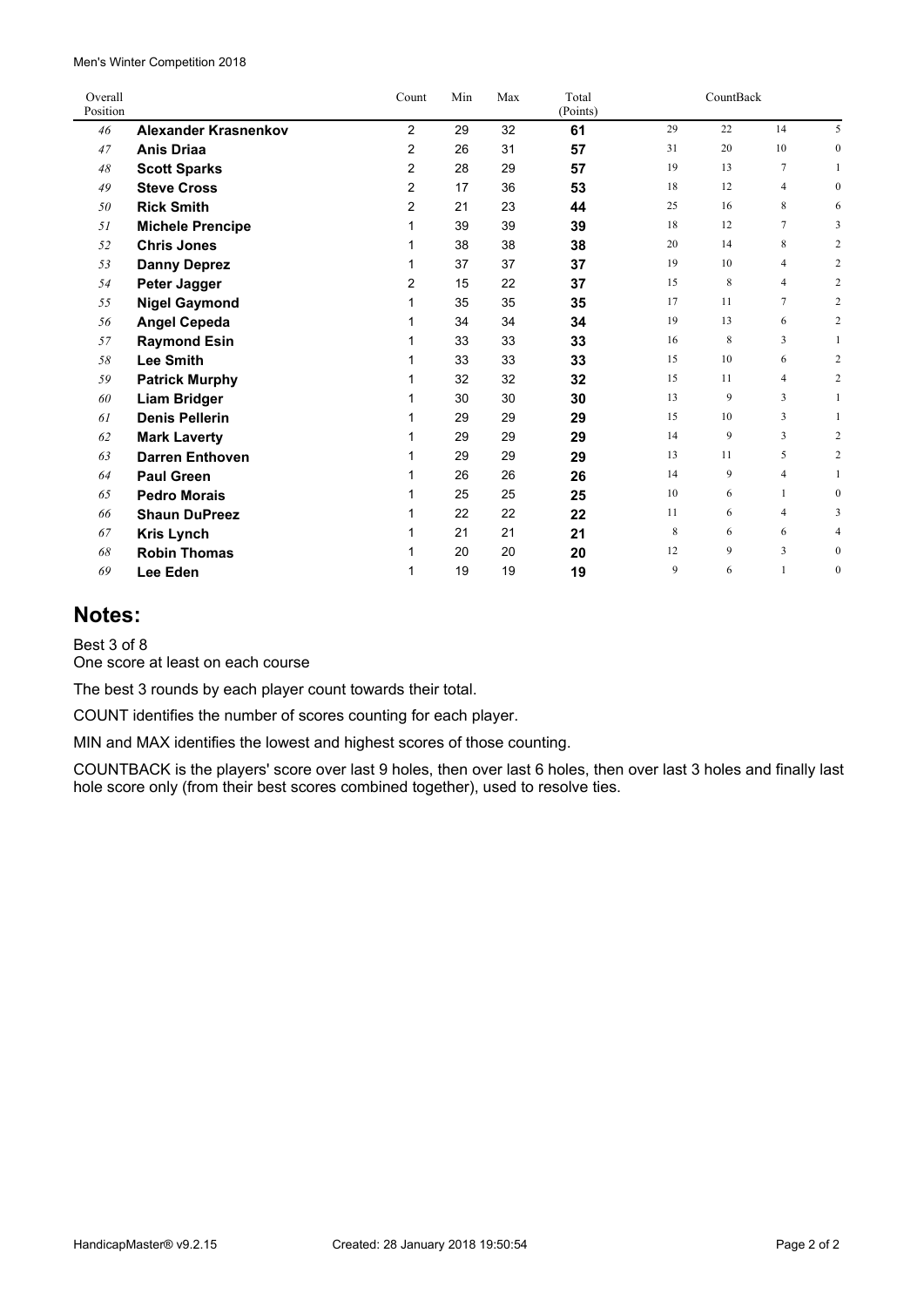Men's Winter Competition 2018

| Overall Position | | Count | Min | Max | Total (Points) | CountBack | | | |
|---|---|---|---|---|---|---|---|---|---|
| 46 | **Alexander Krasnenkov** | 2 | 29 | 32 | **61** | 29 | 22 | 14 | 5 |
| 47 | **Anis Driaa** | 2 | 26 | 31 | **57** | 31 | 20 | 10 | 0 |
| 48 | **Scott Sparks** | 2 | 28 | 29 | **57** | 19 | 13 | 7 | 1 |
| 49 | **Steve Cross** | 2 | 17 | 36 | **53** | 18 | 12 | 4 | 0 |
| 50 | **Rick Smith** | 2 | 21 | 23 | **44** | 25 | 16 | 8 | 6 |
| 51 | **Michele Prencipe** | 1 | 39 | 39 | **39** | 18 | 12 | 7 | 3 |
| 52 | **Chris Jones** | 1 | 38 | 38 | **38** | 20 | 14 | 8 | 2 |
| 53 | **Danny Deprez** | 1 | 37 | 37 | **37** | 19 | 10 | 4 | 2 |
| 54 | **Peter Jagger** | 2 | 15 | 22 | **37** | 15 | 8 | 4 | 2 |
| 55 | **Nigel Gaymond** | 1 | 35 | 35 | **35** | 17 | 11 | 7 | 2 |
| 56 | **Angel Cepeda** | 1 | 34 | 34 | **34** | 19 | 13 | 6 | 2 |
| 57 | **Raymond Esin** | 1 | 33 | 33 | **33** | 16 | 8 | 3 | 1 |
| 58 | **Lee Smith** | 1 | 33 | 33 | **33** | 15 | 10 | 6 | 2 |
| 59 | **Patrick Murphy** | 1 | 32 | 32 | **32** | 15 | 11 | 4 | 2 |
| 60 | **Liam Bridger** | 1 | 30 | 30 | **30** | 13 | 9 | 3 | 1 |
| 61 | **Denis Pellerin** | 1 | 29 | 29 | **29** | 15 | 10 | 3 | 1 |
| 62 | **Mark Laverty** | 1 | 29 | 29 | **29** | 14 | 9 | 3 | 2 |
| 63 | **Darren Enthoven** | 1 | 29 | 29 | **29** | 13 | 11 | 5 | 2 |
| 64 | **Paul Green** | 1 | 26 | 26 | **26** | 14 | 9 | 4 | 1 |
| 65 | **Pedro Morais** | 1 | 25 | 25 | **25** | 10 | 6 | 1 | 0 |
| 66 | **Shaun DuPreez** | 1 | 22 | 22 | **22** | 11 | 6 | 4 | 3 |
| 67 | **Kris Lynch** | 1 | 21 | 21 | **21** | 8 | 6 | 6 | 4 |
| 68 | **Robin Thomas** | 1 | 20 | 20 | **20** | 12 | 9 | 3 | 0 |
| 69 | **Lee Eden** | 1 | 19 | 19 | **19** | 9 | 6 | 1 | 0 |

## Notes:

Best 3 of 8
One score at least on each course

The best 3 rounds by each player count towards their total.

COUNT identifies the number of scores counting for each player.

MIN and MAX identifies the lowest and highest scores of those counting.

COUNTBACK is the players' score over last 9 holes, then over last 6 holes, then over last 3 holes and finally last hole score only (from their best scores combined together), used to resolve ties.

HandicapMaster® v9.2.15 Created: 28 January 2018 19:50:54